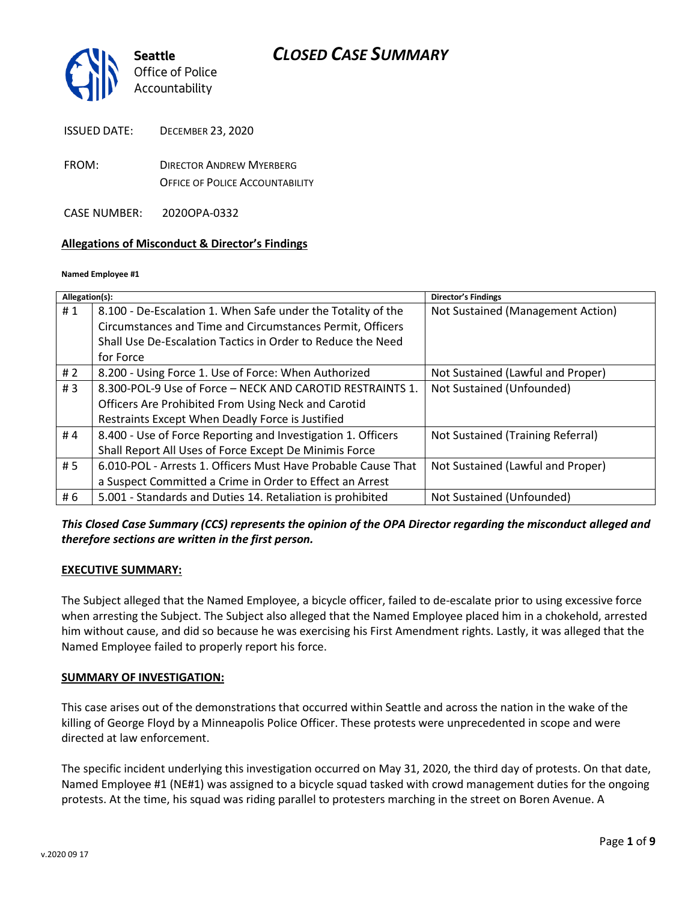# CLOSED CASE SUMMARY

Seattle Office of Police Accountability

ISSUED DATE: DECEMBER 23, 2020

FROM: DIRECTOR ANDREW MYERBERG
OFFICE OF POLICE ACCOUNTABILITY

CASE NUMBER: 2020OPA-0332

## Allegations of Misconduct & Director's Findings

**Named Employee #1**

| Allegation(s): | | Director's Findings |
|---|---|---|
| # 1 | 8.100 - De-Escalation 1. When Safe under the Totality of the Circumstances and Time and Circumstances Permit, Officers Shall Use De-Escalation Tactics in Order to Reduce the Need for Force | Not Sustained (Management Action) |
| # 2 | 8.200 - Using Force 1. Use of Force: When Authorized | Not Sustained (Lawful and Proper) |
| # 3 | 8.300-POL-9 Use of Force – NECK AND CAROTID RESTRAINTS 1. Officers Are Prohibited From Using Neck and Carotid Restraints Except When Deadly Force is Justified | Not Sustained (Unfounded) |
| # 4 | 8.400 - Use of Force Reporting and Investigation 1. Officers Shall Report All Uses of Force Except De Minimis Force | Not Sustained (Training Referral) |
| # 5 | 6.010-POL - Arrests 1. Officers Must Have Probable Cause That a Suspect Committed a Crime in Order to Effect an Arrest | Not Sustained (Lawful and Proper) |
| # 6 | 5.001 - Standards and Duties 14. Retaliation is prohibited | Not Sustained (Unfounded) |

***This Closed Case Summary (CCS) represents the opinion of the OPA Director regarding the misconduct alleged and therefore sections are written in the first person.***

**EXECUTIVE SUMMARY:**

The Subject alleged that the Named Employee, a bicycle officer, failed to de-escalate prior to using excessive force when arresting the Subject. The Subject also alleged that the Named Employee placed him in a chokehold, arrested him without cause, and did so because he was exercising his First Amendment rights. Lastly, it was alleged that the Named Employee failed to properly report his force.

**SUMMARY OF INVESTIGATION:**

This case arises out of the demonstrations that occurred within Seattle and across the nation in the wake of the killing of George Floyd by a Minneapolis Police Officer. These protests were unprecedented in scope and were directed at law enforcement.

The specific incident underlying this investigation occurred on May 31, 2020, the third day of protests. On that date, Named Employee #1 (NE#1) was assigned to a bicycle squad tasked with crowd management duties for the ongoing protests. At the time, his squad was riding parallel to protesters marching in the street on Boren Avenue. A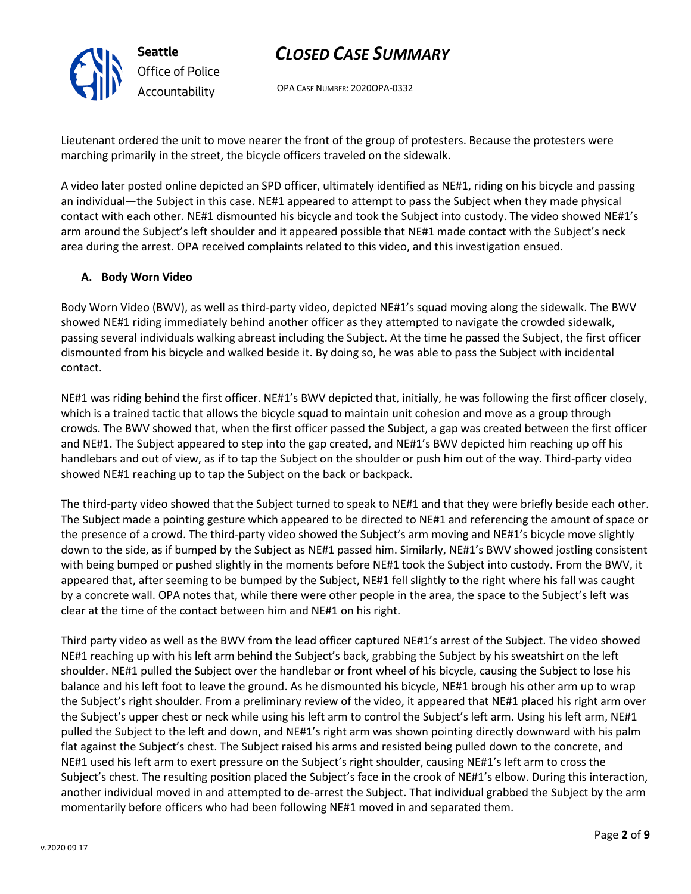Lieutenant ordered the unit to move nearer the front of the group of protesters. Because the protesters were marching primarily in the street, the bicycle officers traveled on the sidewalk.

A video later posted online depicted an SPD officer, ultimately identified as NE#1, riding on his bicycle and passing an individual—the Subject in this case. NE#1 appeared to attempt to pass the Subject when they made physical contact with each other. NE#1 dismounted his bicycle and took the Subject into custody. The video showed NE#1's arm around the Subject's left shoulder and it appeared possible that NE#1 made contact with the Subject's neck area during the arrest. OPA received complaints related to this video, and this investigation ensued.

### A. Body Worn Video

Body Worn Video (BWV), as well as third-party video, depicted NE#1's squad moving along the sidewalk. The BWV showed NE#1 riding immediately behind another officer as they attempted to navigate the crowded sidewalk, passing several individuals walking abreast including the Subject. At the time he passed the Subject, the first officer dismounted from his bicycle and walked beside it. By doing so, he was able to pass the Subject with incidental contact.

NE#1 was riding behind the first officer. NE#1's BWV depicted that, initially, he was following the first officer closely, which is a trained tactic that allows the bicycle squad to maintain unit cohesion and move as a group through crowds. The BWV showed that, when the first officer passed the Subject, a gap was created between the first officer and NE#1. The Subject appeared to step into the gap created, and NE#1's BWV depicted him reaching up off his handlebars and out of view, as if to tap the Subject on the shoulder or push him out of the way. Third-party video showed NE#1 reaching up to tap the Subject on the back or backpack.

The third-party video showed that the Subject turned to speak to NE#1 and that they were briefly beside each other. The Subject made a pointing gesture which appeared to be directed to NE#1 and referencing the amount of space or the presence of a crowd. The third-party video showed the Subject's arm moving and NE#1's bicycle move slightly down to the side, as if bumped by the Subject as NE#1 passed him. Similarly, NE#1's BWV showed jostling consistent with being bumped or pushed slightly in the moments before NE#1 took the Subject into custody. From the BWV, it appeared that, after seeming to be bumped by the Subject, NE#1 fell slightly to the right where his fall was caught by a concrete wall. OPA notes that, while there were other people in the area, the space to the Subject's left was clear at the time of the contact between him and NE#1 on his right.

Third party video as well as the BWV from the lead officer captured NE#1's arrest of the Subject. The video showed NE#1 reaching up with his left arm behind the Subject's back, grabbing the Subject by his sweatshirt on the left shoulder. NE#1 pulled the Subject over the handlebar or front wheel of his bicycle, causing the Subject to lose his balance and his left foot to leave the ground. As he dismounted his bicycle, NE#1 brough his other arm up to wrap the Subject's right shoulder. From a preliminary review of the video, it appeared that NE#1 placed his right arm over the Subject's upper chest or neck while using his left arm to control the Subject's left arm. Using his left arm, NE#1 pulled the Subject to the left and down, and NE#1's right arm was shown pointing directly downward with his palm flat against the Subject's chest. The Subject raised his arms and resisted being pulled down to the concrete, and NE#1 used his left arm to exert pressure on the Subject's right shoulder, causing NE#1's left arm to cross the Subject's chest. The resulting position placed the Subject's face in the crook of NE#1's elbow. During this interaction, another individual moved in and attempted to de-arrest the Subject. That individual grabbed the Subject by the arm momentarily before officers who had been following NE#1 moved in and separated them.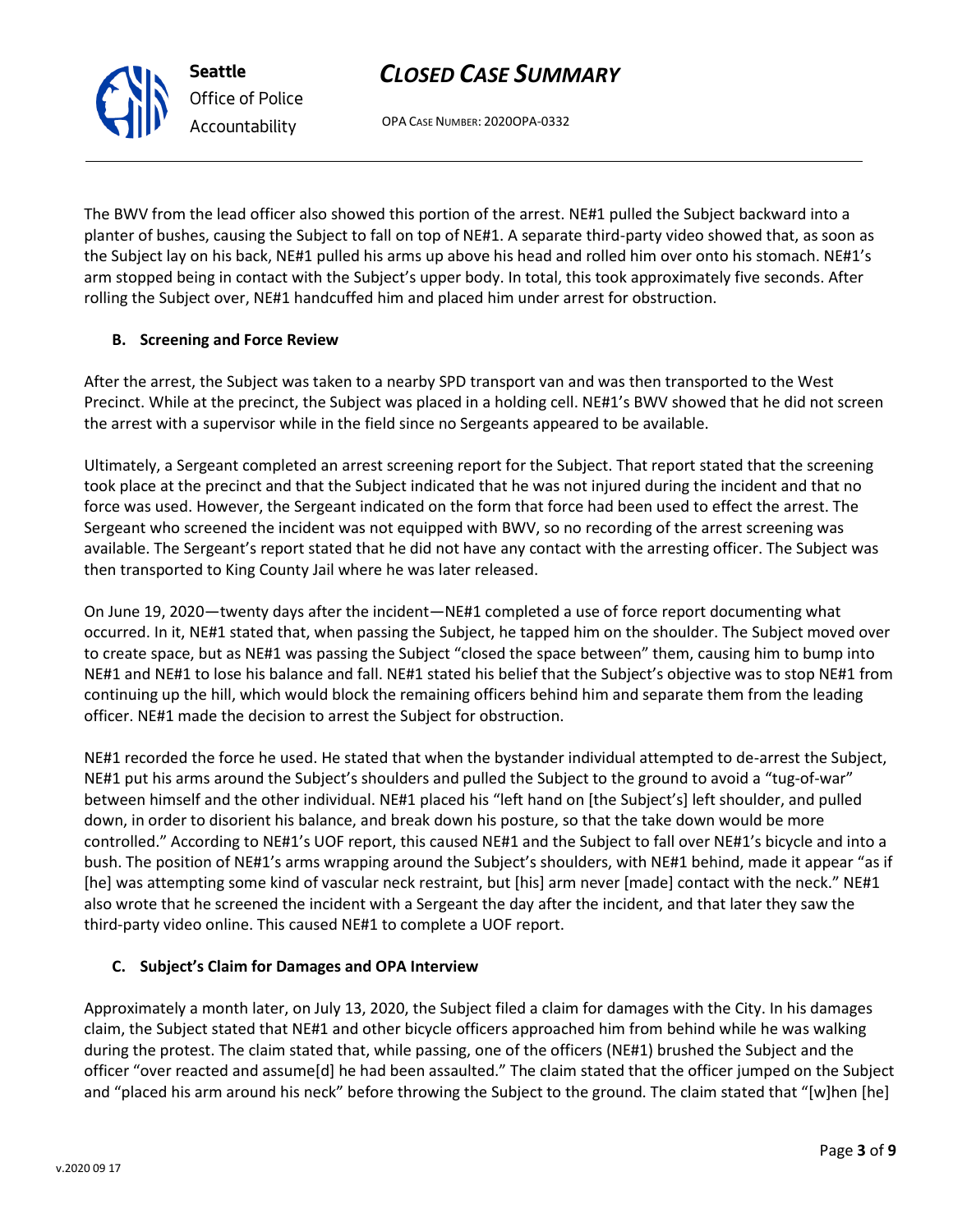The BWV from the lead officer also showed this portion of the arrest. NE#1 pulled the Subject backward into a planter of bushes, causing the Subject to fall on top of NE#1. A separate third-party video showed that, as soon as the Subject lay on his back, NE#1 pulled his arms up above his head and rolled him over onto his stomach. NE#1's arm stopped being in contact with the Subject's upper body. In total, this took approximately five seconds. After rolling the Subject over, NE#1 handcuffed him and placed him under arrest for obstruction.

### B. Screening and Force Review

After the arrest, the Subject was taken to a nearby SPD transport van and was then transported to the West Precinct. While at the precinct, the Subject was placed in a holding cell. NE#1's BWV showed that he did not screen the arrest with a supervisor while in the field since no Sergeants appeared to be available.

Ultimately, a Sergeant completed an arrest screening report for the Subject. That report stated that the screening took place at the precinct and that the Subject indicated that he was not injured during the incident and that no force was used. However, the Sergeant indicated on the form that force had been used to effect the arrest. The Sergeant who screened the incident was not equipped with BWV, so no recording of the arrest screening was available. The Sergeant's report stated that he did not have any contact with the arresting officer. The Subject was then transported to King County Jail where he was later released.

On June 19, 2020—twenty days after the incident—NE#1 completed a use of force report documenting what occurred. In it, NE#1 stated that, when passing the Subject, he tapped him on the shoulder. The Subject moved over to create space, but as NE#1 was passing the Subject "closed the space between" them, causing him to bump into NE#1 and NE#1 to lose his balance and fall. NE#1 stated his belief that the Subject's objective was to stop NE#1 from continuing up the hill, which would block the remaining officers behind him and separate them from the leading officer. NE#1 made the decision to arrest the Subject for obstruction.

NE#1 recorded the force he used. He stated that when the bystander individual attempted to de-arrest the Subject, NE#1 put his arms around the Subject's shoulders and pulled the Subject to the ground to avoid a "tug-of-war" between himself and the other individual. NE#1 placed his "left hand on [the Subject's] left shoulder, and pulled down, in order to disorient his balance, and break down his posture, so that the take down would be more controlled." According to NE#1's UOF report, this caused NE#1 and the Subject to fall over NE#1's bicycle and into a bush. The position of NE#1's arms wrapping around the Subject's shoulders, with NE#1 behind, made it appear "as if [he] was attempting some kind of vascular neck restraint, but [his] arm never [made] contact with the neck." NE#1 also wrote that he screened the incident with a Sergeant the day after the incident, and that later they saw the third-party video online. This caused NE#1 to complete a UOF report.

### C. Subject's Claim for Damages and OPA Interview

Approximately a month later, on July 13, 2020, the Subject filed a claim for damages with the City. In his damages claim, the Subject stated that NE#1 and other bicycle officers approached him from behind while he was walking during the protest. The claim stated that, while passing, one of the officers (NE#1) brushed the Subject and the officer "over reacted and assume[d] he had been assaulted." The claim stated that the officer jumped on the Subject and "placed his arm around his neck" before throwing the Subject to the ground. The claim stated that "[w]hen [he]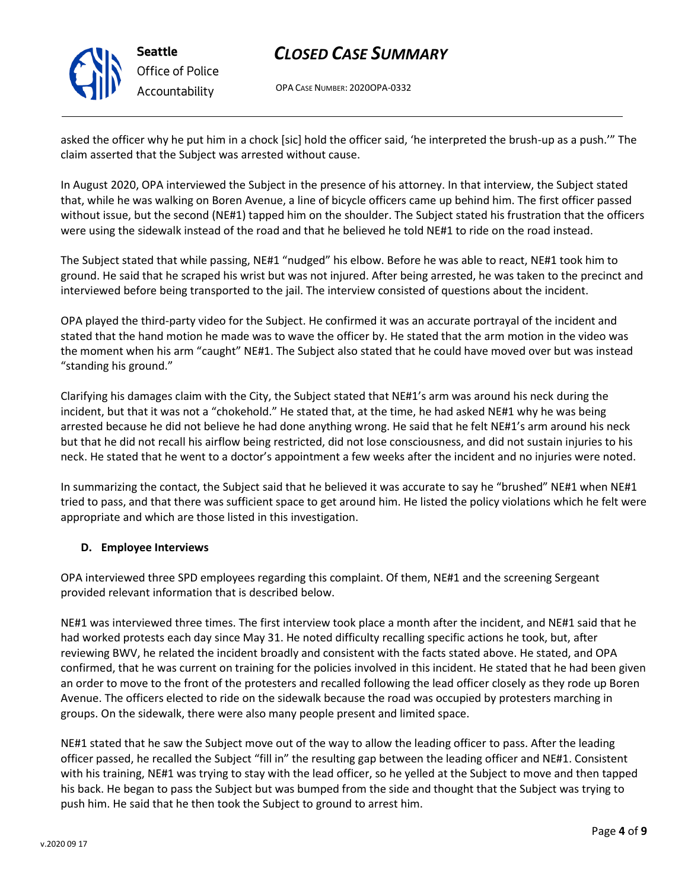asked the officer why he put him in a chock [sic] hold the officer said, 'he interpreted the brush-up as a push.'" The claim asserted that the Subject was arrested without cause.

In August 2020, OPA interviewed the Subject in the presence of his attorney. In that interview, the Subject stated that, while he was walking on Boren Avenue, a line of bicycle officers came up behind him. The first officer passed without issue, but the second (NE#1) tapped him on the shoulder. The Subject stated his frustration that the officers were using the sidewalk instead of the road and that he believed he told NE#1 to ride on the road instead.

The Subject stated that while passing, NE#1 "nudged" his elbow. Before he was able to react, NE#1 took him to ground. He said that he scraped his wrist but was not injured. After being arrested, he was taken to the precinct and interviewed before being transported to the jail. The interview consisted of questions about the incident.

OPA played the third-party video for the Subject. He confirmed it was an accurate portrayal of the incident and stated that the hand motion he made was to wave the officer by. He stated that the arm motion in the video was the moment when his arm "caught" NE#1. The Subject also stated that he could have moved over but was instead "standing his ground."

Clarifying his damages claim with the City, the Subject stated that NE#1's arm was around his neck during the incident, but that it was not a "chokehold." He stated that, at the time, he had asked NE#1 why he was being arrested because he did not believe he had done anything wrong. He said that he felt NE#1's arm around his neck but that he did not recall his airflow being restricted, did not lose consciousness, and did not sustain injuries to his neck. He stated that he went to a doctor's appointment a few weeks after the incident and no injuries were noted.

In summarizing the contact, the Subject said that he believed it was accurate to say he "brushed" NE#1 when NE#1 tried to pass, and that there was sufficient space to get around him. He listed the policy violations which he felt were appropriate and which are those listed in this investigation.

### D. Employee Interviews

OPA interviewed three SPD employees regarding this complaint. Of them, NE#1 and the screening Sergeant provided relevant information that is described below.

NE#1 was interviewed three times. The first interview took place a month after the incident, and NE#1 said that he had worked protests each day since May 31. He noted difficulty recalling specific actions he took, but, after reviewing BWV, he related the incident broadly and consistent with the facts stated above. He stated, and OPA confirmed, that he was current on training for the policies involved in this incident. He stated that he had been given an order to move to the front of the protesters and recalled following the lead officer closely as they rode up Boren Avenue. The officers elected to ride on the sidewalk because the road was occupied by protesters marching in groups. On the sidewalk, there were also many people present and limited space.

NE#1 stated that he saw the Subject move out of the way to allow the leading officer to pass. After the leading officer passed, he recalled the Subject "fill in" the resulting gap between the leading officer and NE#1. Consistent with his training, NE#1 was trying to stay with the lead officer, so he yelled at the Subject to move and then tapped his back. He began to pass the Subject but was bumped from the side and thought that the Subject was trying to push him. He said that he then took the Subject to ground to arrest him.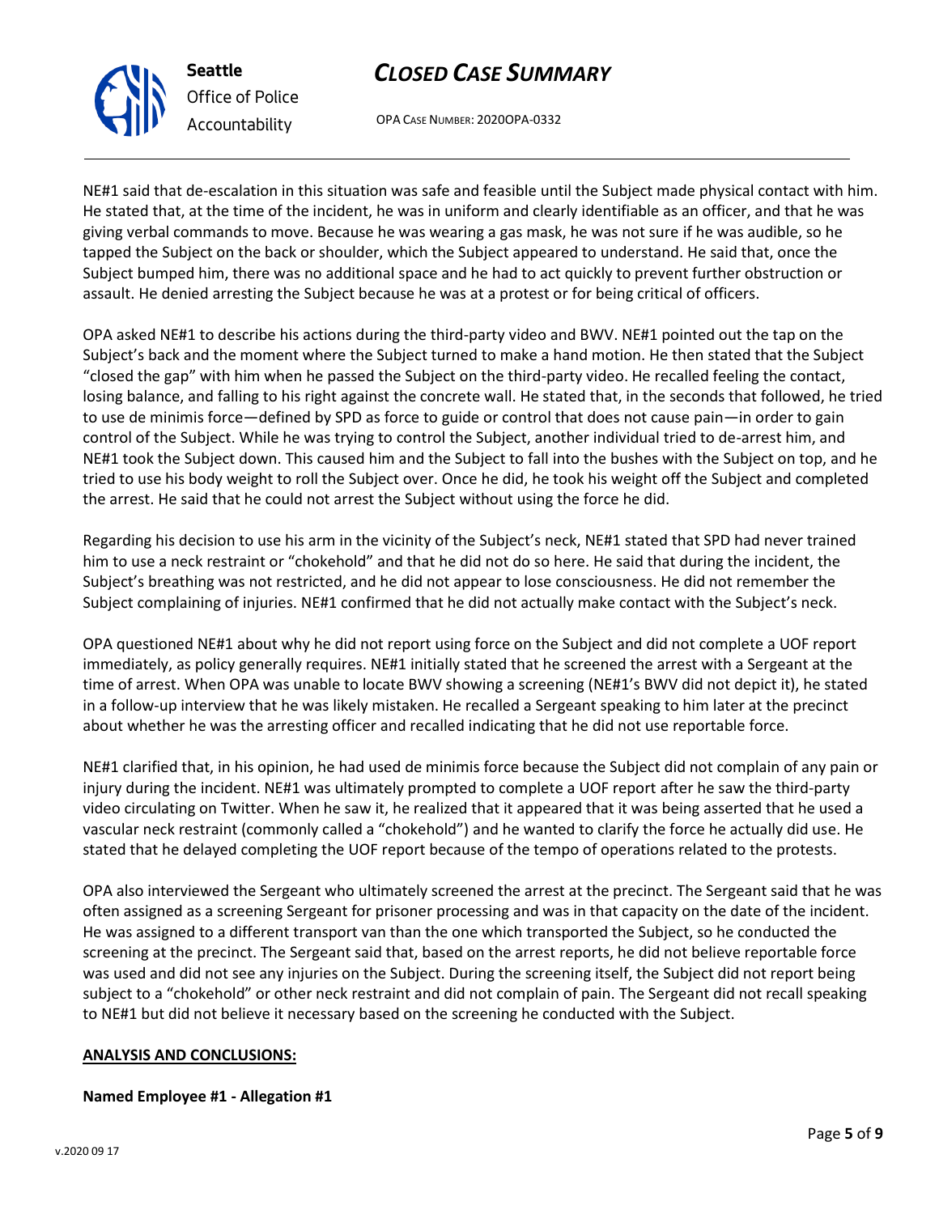NE#1 said that de-escalation in this situation was safe and feasible until the Subject made physical contact with him. He stated that, at the time of the incident, he was in uniform and clearly identifiable as an officer, and that he was giving verbal commands to move. Because he was wearing a gas mask, he was not sure if he was audible, so he tapped the Subject on the back or shoulder, which the Subject appeared to understand. He said that, once the Subject bumped him, there was no additional space and he had to act quickly to prevent further obstruction or assault. He denied arresting the Subject because he was at a protest or for being critical of officers.

OPA asked NE#1 to describe his actions during the third-party video and BWV. NE#1 pointed out the tap on the Subject's back and the moment where the Subject turned to make a hand motion. He then stated that the Subject "closed the gap" with him when he passed the Subject on the third-party video. He recalled feeling the contact, losing balance, and falling to his right against the concrete wall. He stated that, in the seconds that followed, he tried to use de minimis force—defined by SPD as force to guide or control that does not cause pain—in order to gain control of the Subject. While he was trying to control the Subject, another individual tried to de-arrest him, and NE#1 took the Subject down. This caused him and the Subject to fall into the bushes with the Subject on top, and he tried to use his body weight to roll the Subject over. Once he did, he took his weight off the Subject and completed the arrest. He said that he could not arrest the Subject without using the force he did.

Regarding his decision to use his arm in the vicinity of the Subject's neck, NE#1 stated that SPD had never trained him to use a neck restraint or "chokehold" and that he did not do so here. He said that during the incident, the Subject's breathing was not restricted, and he did not appear to lose consciousness. He did not remember the Subject complaining of injuries. NE#1 confirmed that he did not actually make contact with the Subject's neck.

OPA questioned NE#1 about why he did not report using force on the Subject and did not complete a UOF report immediately, as policy generally requires. NE#1 initially stated that he screened the arrest with a Sergeant at the time of arrest. When OPA was unable to locate BWV showing a screening (NE#1's BWV did not depict it), he stated in a follow-up interview that he was likely mistaken. He recalled a Sergeant speaking to him later at the precinct about whether he was the arresting officer and recalled indicating that he did not use reportable force.

NE#1 clarified that, in his opinion, he had used de minimis force because the Subject did not complain of any pain or injury during the incident. NE#1 was ultimately prompted to complete a UOF report after he saw the third-party video circulating on Twitter. When he saw it, he realized that it appeared that it was being asserted that he used a vascular neck restraint (commonly called a "chokehold") and he wanted to clarify the force he actually did use. He stated that he delayed completing the UOF report because of the tempo of operations related to the protests.

OPA also interviewed the Sergeant who ultimately screened the arrest at the precinct. The Sergeant said that he was often assigned as a screening Sergeant for prisoner processing and was in that capacity on the date of the incident. He was assigned to a different transport van than the one which transported the Subject, so he conducted the screening at the precinct. The Sergeant said that, based on the arrest reports, he did not believe reportable force was used and did not see any injuries on the Subject. During the screening itself, the Subject did not report being subject to a "chokehold" or other neck restraint and did not complain of pain. The Sergeant did not recall speaking to NE#1 but did not believe it necessary based on the screening he conducted with the Subject.

## ANALYSIS AND CONCLUSIONS:

**Named Employee #1 - Allegation #1**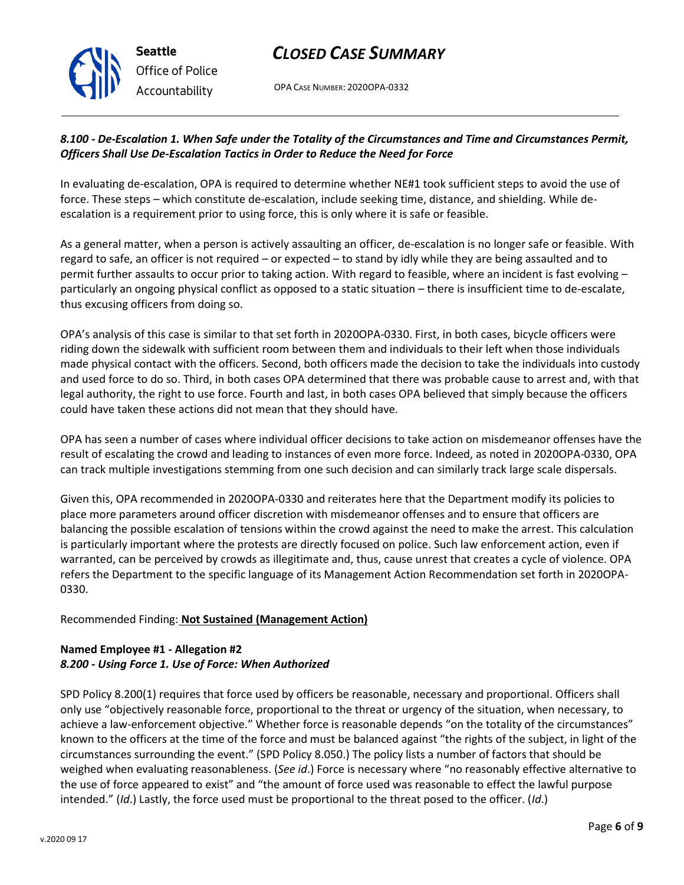### *8.100 - De-Escalation 1. When Safe under the Totality of the Circumstances and Time and Circumstances Permit, Officers Shall Use De-Escalation Tactics in Order to Reduce the Need for Force*

In evaluating de-escalation, OPA is required to determine whether NE#1 took sufficient steps to avoid the use of force. These steps – which constitute de-escalation, include seeking time, distance, and shielding. While de-escalation is a requirement prior to using force, this is only where it is safe or feasible.

As a general matter, when a person is actively assaulting an officer, de-escalation is no longer safe or feasible. With regard to safe, an officer is not required – or expected – to stand by idly while they are being assaulted and to permit further assaults to occur prior to taking action. With regard to feasible, where an incident is fast evolving – particularly an ongoing physical conflict as opposed to a static situation – there is insufficient time to de-escalate, thus excusing officers from doing so.

OPA's analysis of this case is similar to that set forth in 2020OPA-0330. First, in both cases, bicycle officers were riding down the sidewalk with sufficient room between them and individuals to their left when those individuals made physical contact with the officers. Second, both officers made the decision to take the individuals into custody and used force to do so. Third, in both cases OPA determined that there was probable cause to arrest and, with that legal authority, the right to use force. Fourth and last, in both cases OPA believed that simply because the officers could have taken these actions did not mean that they should have.

OPA has seen a number of cases where individual officer decisions to take action on misdemeanor offenses have the result of escalating the crowd and leading to instances of even more force. Indeed, as noted in 2020OPA-0330, OPA can track multiple investigations stemming from one such decision and can similarly track large scale dispersals.

Given this, OPA recommended in 2020OPA-0330 and reiterates here that the Department modify its policies to place more parameters around officer discretion with misdemeanor offenses and to ensure that officers are balancing the possible escalation of tensions within the crowd against the need to make the arrest. This calculation is particularly important where the protests are directly focused on police. Such law enforcement action, even if warranted, can be perceived by crowds as illegitimate and, thus, cause unrest that creates a cycle of violence. OPA refers the Department to the specific language of its Management Action Recommendation set forth in 2020OPA-0330.

Recommended Finding: **Not Sustained (Management Action)**

**Named Employee #1 - Allegation #2**
***8.200 - Using Force 1. Use of Force: When Authorized***

SPD Policy 8.200(1) requires that force used by officers be reasonable, necessary and proportional. Officers shall only use "objectively reasonable force, proportional to the threat or urgency of the situation, when necessary, to achieve a law-enforcement objective." Whether force is reasonable depends "on the totality of the circumstances" known to the officers at the time of the force and must be balanced against "the rights of the subject, in light of the circumstances surrounding the event." (SPD Policy 8.050.) The policy lists a number of factors that should be weighed when evaluating reasonableness. (*See id*.) Force is necessary where "no reasonably effective alternative to the use of force appeared to exist" and "the amount of force used was reasonable to effect the lawful purpose intended." (*Id*.) Lastly, the force used must be proportional to the threat posed to the officer. (*Id*.)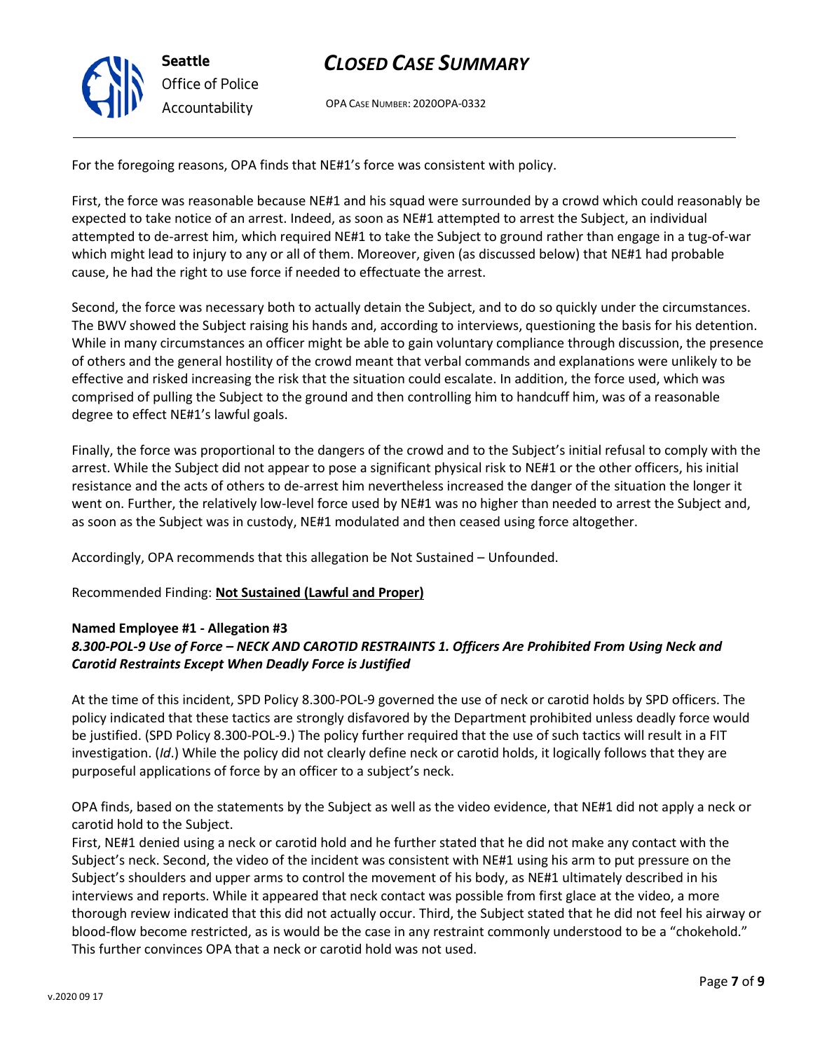For the foregoing reasons, OPA finds that NE#1's force was consistent with policy.

First, the force was reasonable because NE#1 and his squad were surrounded by a crowd which could reasonably be expected to take notice of an arrest. Indeed, as soon as NE#1 attempted to arrest the Subject, an individual attempted to de-arrest him, which required NE#1 to take the Subject to ground rather than engage in a tug-of-war which might lead to injury to any or all of them. Moreover, given (as discussed below) that NE#1 had probable cause, he had the right to use force if needed to effectuate the arrest.

Second, the force was necessary both to actually detain the Subject, and to do so quickly under the circumstances. The BWV showed the Subject raising his hands and, according to interviews, questioning the basis for his detention. While in many circumstances an officer might be able to gain voluntary compliance through discussion, the presence of others and the general hostility of the crowd meant that verbal commands and explanations were unlikely to be effective and risked increasing the risk that the situation could escalate. In addition, the force used, which was comprised of pulling the Subject to the ground and then controlling him to handcuff him, was of a reasonable degree to effect NE#1's lawful goals.

Finally, the force was proportional to the dangers of the crowd and to the Subject's initial refusal to comply with the arrest. While the Subject did not appear to pose a significant physical risk to NE#1 or the other officers, his initial resistance and the acts of others to de-arrest him nevertheless increased the danger of the situation the longer it went on. Further, the relatively low-level force used by NE#1 was no higher than needed to arrest the Subject and, as soon as the Subject was in custody, NE#1 modulated and then ceased using force altogether.

Accordingly, OPA recommends that this allegation be Not Sustained – Unfounded.

Recommended Finding: **Not Sustained (Lawful and Proper)**

**Named Employee #1 - Allegation #3**
***8.300-POL-9 Use of Force – NECK AND CAROTID RESTRAINTS 1. Officers Are Prohibited From Using Neck and Carotid Restraints Except When Deadly Force is Justified***

At the time of this incident, SPD Policy 8.300-POL-9 governed the use of neck or carotid holds by SPD officers. The policy indicated that these tactics are strongly disfavored by the Department prohibited unless deadly force would be justified. (SPD Policy 8.300-POL-9.) The policy further required that the use of such tactics will result in a FIT investigation. (*Id*.) While the policy did not clearly define neck or carotid holds, it logically follows that they are purposeful applications of force by an officer to a subject's neck.

OPA finds, based on the statements by the Subject as well as the video evidence, that NE#1 did not apply a neck or carotid hold to the Subject.

First, NE#1 denied using a neck or carotid hold and he further stated that he did not make any contact with the Subject's neck. Second, the video of the incident was consistent with NE#1 using his arm to put pressure on the Subject's shoulders and upper arms to control the movement of his body, as NE#1 ultimately described in his interviews and reports. While it appeared that neck contact was possible from first glace at the video, a more thorough review indicated that this did not actually occur. Third, the Subject stated that he did not feel his airway or blood-flow become restricted, as is would be the case in any restraint commonly understood to be a "chokehold." This further convinces OPA that a neck or carotid hold was not used.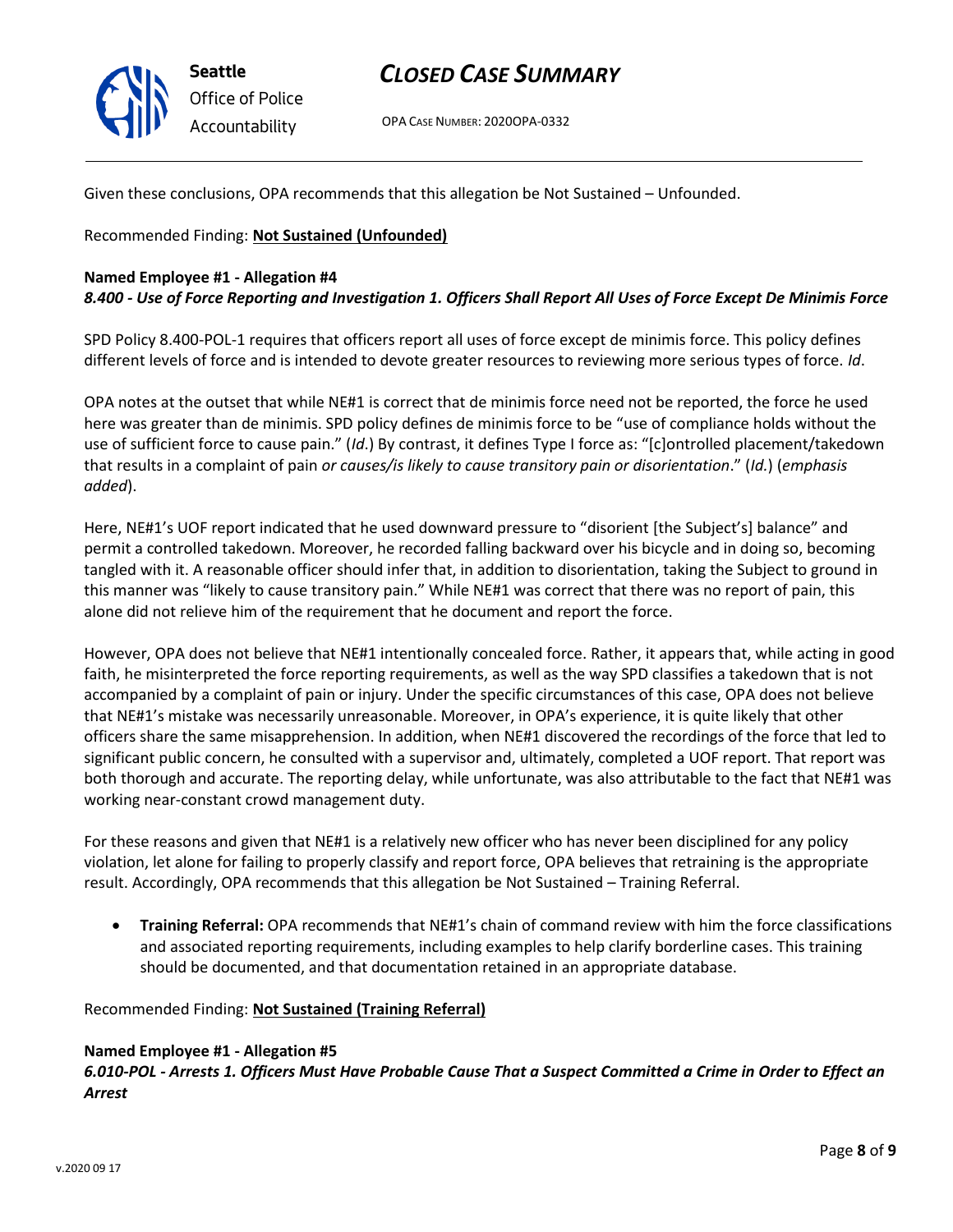Given these conclusions, OPA recommends that this allegation be Not Sustained – Unfounded.

Recommended Finding: **Not Sustained (Unfounded)**

**Named Employee #1 - Allegation #4**
***8.400 - Use of Force Reporting and Investigation 1. Officers Shall Report All Uses of Force Except De Minimis Force***

SPD Policy 8.400-POL-1 requires that officers report all uses of force except de minimis force. This policy defines different levels of force and is intended to devote greater resources to reviewing more serious types of force. *Id*.

OPA notes at the outset that while NE#1 is correct that de minimis force need not be reported, the force he used here was greater than de minimis. SPD policy defines de minimis force to be "use of compliance holds without the use of sufficient force to cause pain." (*Id*.) By contrast, it defines Type I force as: "[c]ontrolled placement/takedown that results in a complaint of pain *or causes/is likely to cause transitory pain or disorientation*." (*Id*.) (*emphasis added*).

Here, NE#1's UOF report indicated that he used downward pressure to "disorient [the Subject's] balance" and permit a controlled takedown. Moreover, he recorded falling backward over his bicycle and in doing so, becoming tangled with it. A reasonable officer should infer that, in addition to disorientation, taking the Subject to ground in this manner was "likely to cause transitory pain." While NE#1 was correct that there was no report of pain, this alone did not relieve him of the requirement that he document and report the force.

However, OPA does not believe that NE#1 intentionally concealed force. Rather, it appears that, while acting in good faith, he misinterpreted the force reporting requirements, as well as the way SPD classifies a takedown that is not accompanied by a complaint of pain or injury. Under the specific circumstances of this case, OPA does not believe that NE#1's mistake was necessarily unreasonable. Moreover, in OPA's experience, it is quite likely that other officers share the same misapprehension. In addition, when NE#1 discovered the recordings of the force that led to significant public concern, he consulted with a supervisor and, ultimately, completed a UOF report. That report was both thorough and accurate. The reporting delay, while unfortunate, was also attributable to the fact that NE#1 was working near-constant crowd management duty.

For these reasons and given that NE#1 is a relatively new officer who has never been disciplined for any policy violation, let alone for failing to properly classify and report force, OPA believes that retraining is the appropriate result. Accordingly, OPA recommends that this allegation be Not Sustained – Training Referral.

- **Training Referral:** OPA recommends that NE#1's chain of command review with him the force classifications and associated reporting requirements, including examples to help clarify borderline cases. This training should be documented, and that documentation retained in an appropriate database.

Recommended Finding: **Not Sustained (Training Referral)**

**Named Employee #1 - Allegation #5**
***6.010-POL - Arrests 1. Officers Must Have Probable Cause That a Suspect Committed a Crime in Order to Effect an Arrest***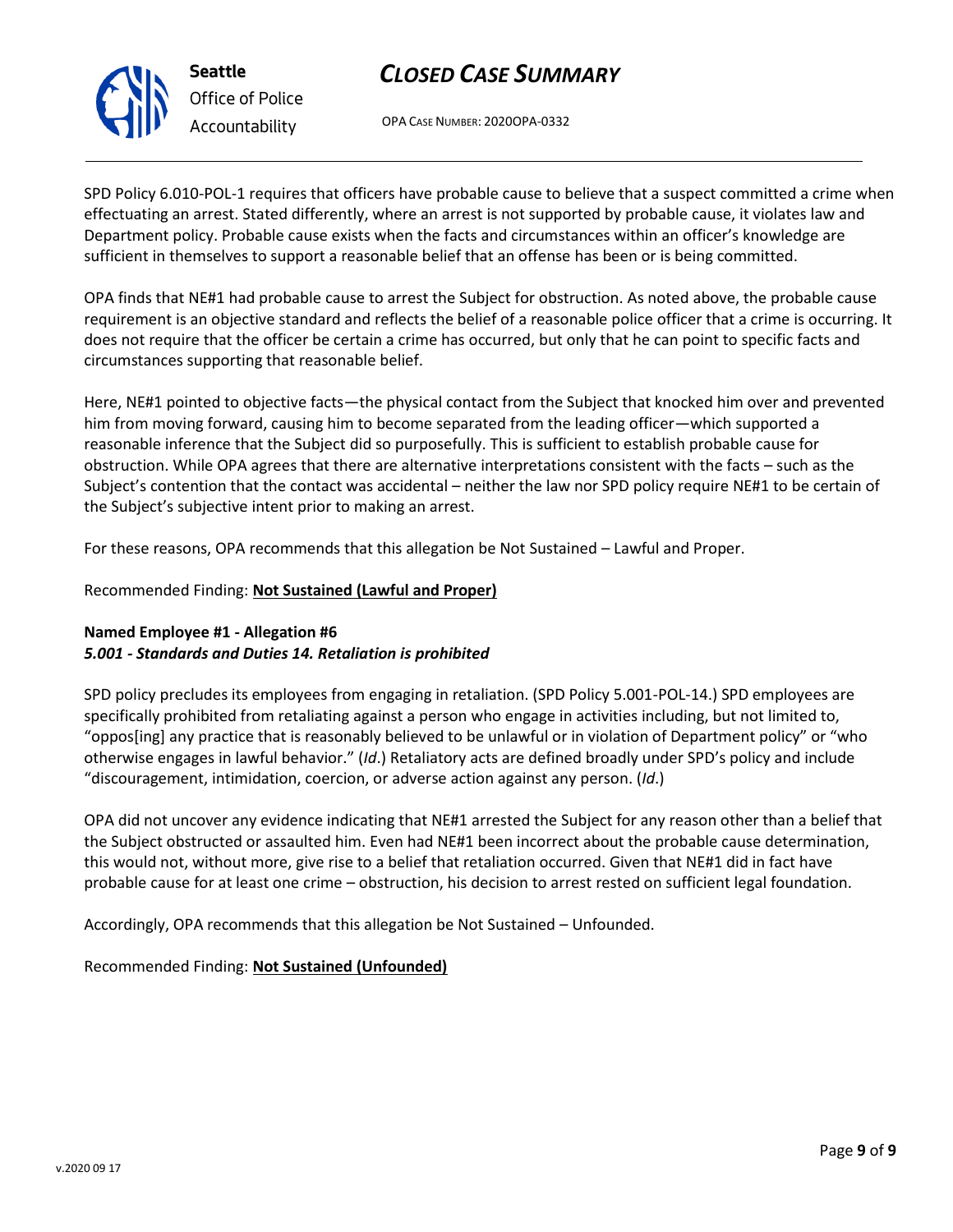SPD Policy 6.010-POL-1 requires that officers have probable cause to believe that a suspect committed a crime when effectuating an arrest. Stated differently, where an arrest is not supported by probable cause, it violates law and Department policy. Probable cause exists when the facts and circumstances within an officer's knowledge are sufficient in themselves to support a reasonable belief that an offense has been or is being committed.

OPA finds that NE#1 had probable cause to arrest the Subject for obstruction. As noted above, the probable cause requirement is an objective standard and reflects the belief of a reasonable police officer that a crime is occurring. It does not require that the officer be certain a crime has occurred, but only that he can point to specific facts and circumstances supporting that reasonable belief.

Here, NE#1 pointed to objective facts—the physical contact from the Subject that knocked him over and prevented him from moving forward, causing him to become separated from the leading officer—which supported a reasonable inference that the Subject did so purposefully. This is sufficient to establish probable cause for obstruction. While OPA agrees that there are alternative interpretations consistent with the facts – such as the Subject's contention that the contact was accidental – neither the law nor SPD policy require NE#1 to be certain of the Subject's subjective intent prior to making an arrest.

For these reasons, OPA recommends that this allegation be Not Sustained – Lawful and Proper.

Recommended Finding: **Not Sustained (Lawful and Proper)**

**Named Employee #1 - Allegation #6**
***5.001 - Standards and Duties 14. Retaliation is prohibited***

SPD policy precludes its employees from engaging in retaliation. (SPD Policy 5.001-POL-14.) SPD employees are specifically prohibited from retaliating against a person who engage in activities including, but not limited to, "oppos[ing] any practice that is reasonably believed to be unlawful or in violation of Department policy" or "who otherwise engages in lawful behavior." (*Id*.) Retaliatory acts are defined broadly under SPD's policy and include "discouragement, intimidation, coercion, or adverse action against any person. (*Id*.)

OPA did not uncover any evidence indicating that NE#1 arrested the Subject for any reason other than a belief that the Subject obstructed or assaulted him. Even had NE#1 been incorrect about the probable cause determination, this would not, without more, give rise to a belief that retaliation occurred. Given that NE#1 did in fact have probable cause for at least one crime – obstruction, his decision to arrest rested on sufficient legal foundation.

Accordingly, OPA recommends that this allegation be Not Sustained – Unfounded.

Recommended Finding: **Not Sustained (Unfounded)**